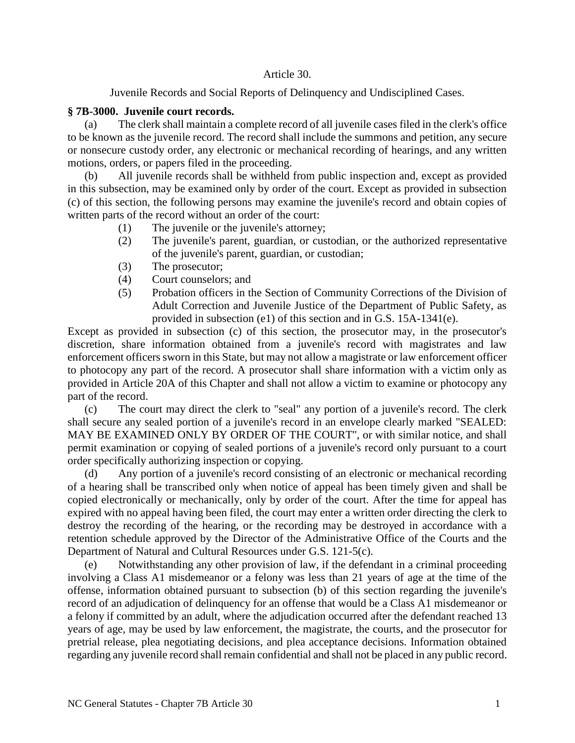Article 30.

Juvenile Records and Social Reports of Delinquency and Undisciplined Cases.

**§ 7B-3000. Juvenile court records.**

(a) The clerk shall maintain a complete record of all juvenile cases filed in the clerk's office to be known as the juvenile record. The record shall include the summons and petition, any secure or nonsecure custody order, any electronic or mechanical recording of hearings, and any written motions, orders, or papers filed in the proceeding.

(b) All juvenile records shall be withheld from public inspection and, except as provided in this subsection, may be examined only by order of the court. Except as provided in subsection (c) of this section, the following persons may examine the juvenile's record and obtain copies of written parts of the record without an order of the court:

(1) The juvenile or the juvenile's attorney;
(2) The juvenile's parent, guardian, or custodian, or the authorized representative of the juvenile's parent, guardian, or custodian;
(3) The prosecutor;
(4) Court counselors; and
(5) Probation officers in the Section of Community Corrections of the Division of Adult Correction and Juvenile Justice of the Department of Public Safety, as provided in subsection (e1) of this section and in G.S. 15A-1341(e).

Except as provided in subsection (c) of this section, the prosecutor may, in the prosecutor's discretion, share information obtained from a juvenile's record with magistrates and law enforcement officers sworn in this State, but may not allow a magistrate or law enforcement officer to photocopy any part of the record. A prosecutor shall share information with a victim only as provided in Article 20A of this Chapter and shall not allow a victim to examine or photocopy any part of the record.

(c) The court may direct the clerk to "seal" any portion of a juvenile's record. The clerk shall secure any sealed portion of a juvenile's record in an envelope clearly marked "SEALED: MAY BE EXAMINED ONLY BY ORDER OF THE COURT", or with similar notice, and shall permit examination or copying of sealed portions of a juvenile's record only pursuant to a court order specifically authorizing inspection or copying.

(d) Any portion of a juvenile's record consisting of an electronic or mechanical recording of a hearing shall be transcribed only when notice of appeal has been timely given and shall be copied electronically or mechanically, only by order of the court. After the time for appeal has expired with no appeal having been filed, the court may enter a written order directing the clerk to destroy the recording of the hearing, or the recording may be destroyed in accordance with a retention schedule approved by the Director of the Administrative Office of the Courts and the Department of Natural and Cultural Resources under G.S. 121-5(c).

(e) Notwithstanding any other provision of law, if the defendant in a criminal proceeding involving a Class A1 misdemeanor or a felony was less than 21 years of age at the time of the offense, information obtained pursuant to subsection (b) of this section regarding the juvenile's record of an adjudication of delinquency for an offense that would be a Class A1 misdemeanor or a felony if committed by an adult, where the adjudication occurred after the defendant reached 13 years of age, may be used by law enforcement, the magistrate, the courts, and the prosecutor for pretrial release, plea negotiating decisions, and plea acceptance decisions. Information obtained regarding any juvenile record shall remain confidential and shall not be placed in any public record.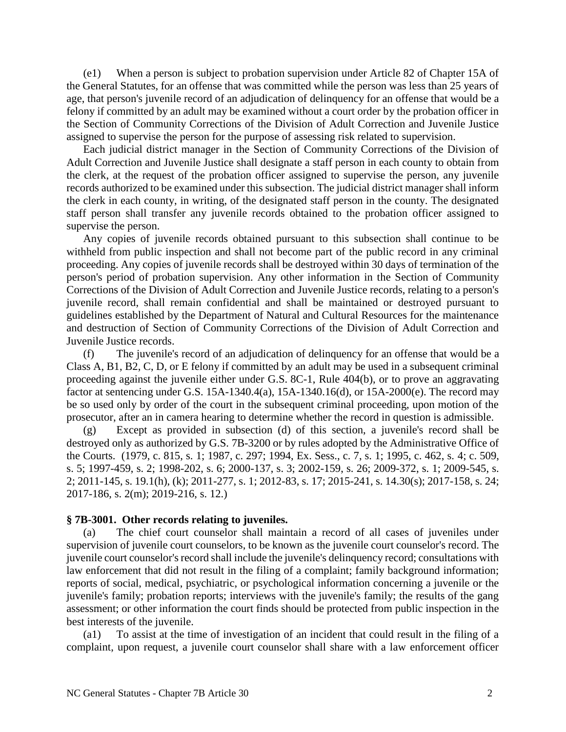(e1) When a person is subject to probation supervision under Article 82 of Chapter 15A of the General Statutes, for an offense that was committed while the person was less than 25 years of age, that person's juvenile record of an adjudication of delinquency for an offense that would be a felony if committed by an adult may be examined without a court order by the probation officer in the Section of Community Corrections of the Division of Adult Correction and Juvenile Justice assigned to supervise the person for the purpose of assessing risk related to supervision.

Each judicial district manager in the Section of Community Corrections of the Division of Adult Correction and Juvenile Justice shall designate a staff person in each county to obtain from the clerk, at the request of the probation officer assigned to supervise the person, any juvenile records authorized to be examined under this subsection. The judicial district manager shall inform the clerk in each county, in writing, of the designated staff person in the county. The designated staff person shall transfer any juvenile records obtained to the probation officer assigned to supervise the person.

Any copies of juvenile records obtained pursuant to this subsection shall continue to be withheld from public inspection and shall not become part of the public record in any criminal proceeding. Any copies of juvenile records shall be destroyed within 30 days of termination of the person's period of probation supervision. Any other information in the Section of Community Corrections of the Division of Adult Correction and Juvenile Justice records, relating to a person's juvenile record, shall remain confidential and shall be maintained or destroyed pursuant to guidelines established by the Department of Natural and Cultural Resources for the maintenance and destruction of Section of Community Corrections of the Division of Adult Correction and Juvenile Justice records.

(f) The juvenile's record of an adjudication of delinquency for an offense that would be a Class A, B1, B2, C, D, or E felony if committed by an adult may be used in a subsequent criminal proceeding against the juvenile either under G.S. 8C-1, Rule 404(b), or to prove an aggravating factor at sentencing under G.S. 15A-1340.4(a), 15A-1340.16(d), or 15A-2000(e). The record may be so used only by order of the court in the subsequent criminal proceeding, upon motion of the prosecutor, after an in camera hearing to determine whether the record in question is admissible.

(g) Except as provided in subsection (d) of this section, a juvenile's record shall be destroyed only as authorized by G.S. 7B-3200 or by rules adopted by the Administrative Office of the Courts. (1979, c. 815, s. 1; 1987, c. 297; 1994, Ex. Sess., c. 7, s. 1; 1995, c. 462, s. 4; c. 509, s. 5; 1997-459, s. 2; 1998-202, s. 6; 2000-137, s. 3; 2002-159, s. 26; 2009-372, s. 1; 2009-545, s. 2; 2011-145, s. 19.1(h), (k); 2011-277, s. 1; 2012-83, s. 17; 2015-241, s. 14.30(s); 2017-158, s. 24; 2017-186, s. 2(m); 2019-216, s. 12.)

**§ 7B-3001. Other records relating to juveniles.**

(a) The chief court counselor shall maintain a record of all cases of juveniles under supervision of juvenile court counselors, to be known as the juvenile court counselor's record. The juvenile court counselor's record shall include the juvenile's delinquency record; consultations with law enforcement that did not result in the filing of a complaint; family background information; reports of social, medical, psychiatric, or psychological information concerning a juvenile or the juvenile's family; probation reports; interviews with the juvenile's family; the results of the gang assessment; or other information the court finds should be protected from public inspection in the best interests of the juvenile.

(a1) To assist at the time of investigation of an incident that could result in the filing of a complaint, upon request, a juvenile court counselor shall share with a law enforcement officer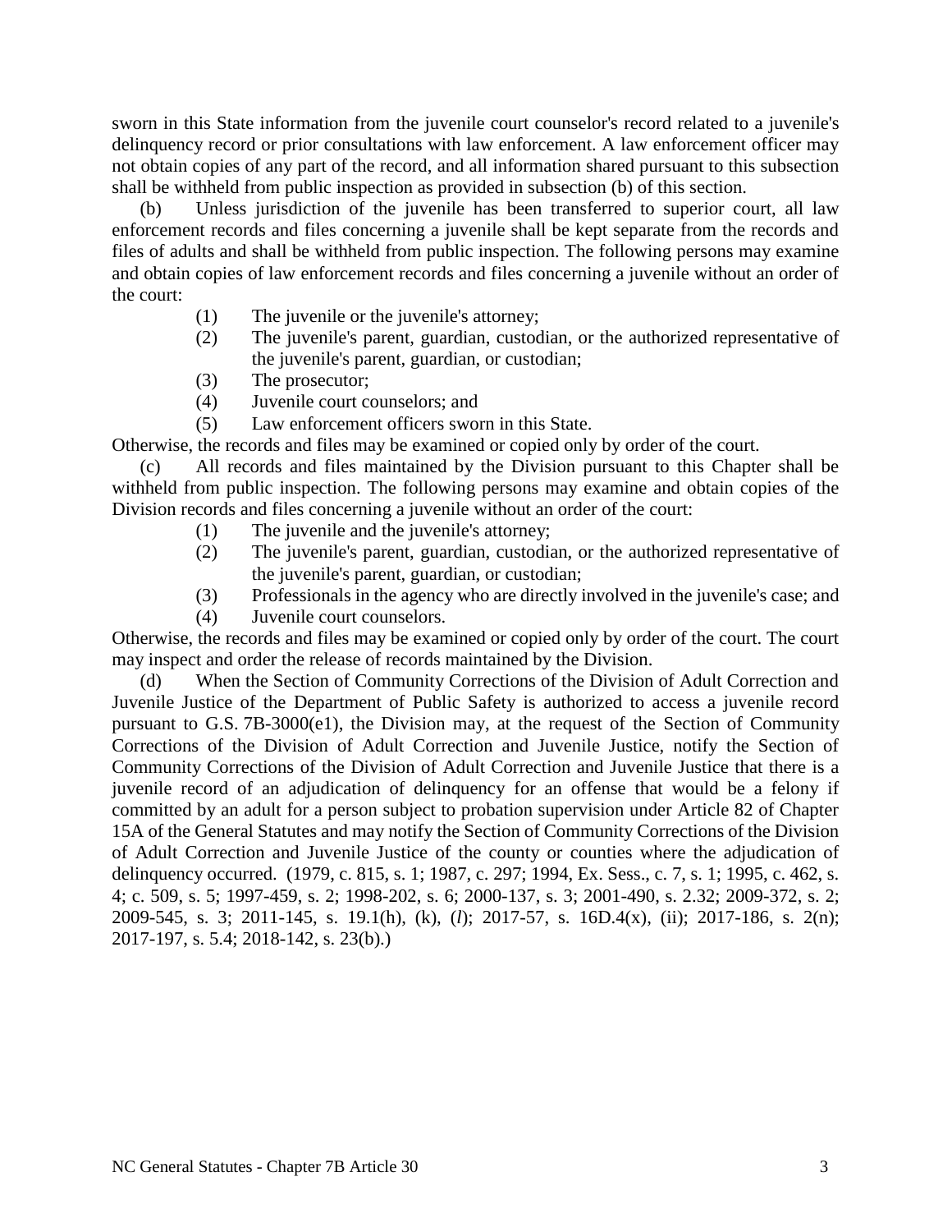sworn in this State information from the juvenile court counselor's record related to a juvenile's delinquency record or prior consultations with law enforcement. A law enforcement officer may not obtain copies of any part of the record, and all information shared pursuant to this subsection shall be withheld from public inspection as provided in subsection (b) of this section.

(b) Unless jurisdiction of the juvenile has been transferred to superior court, all law enforcement records and files concerning a juvenile shall be kept separate from the records and files of adults and shall be withheld from public inspection. The following persons may examine and obtain copies of law enforcement records and files concerning a juvenile without an order of the court:

(1) The juvenile or the juvenile's attorney;
(2) The juvenile's parent, guardian, custodian, or the authorized representative of the juvenile's parent, guardian, or custodian;
(3) The prosecutor;
(4) Juvenile court counselors; and
(5) Law enforcement officers sworn in this State.

Otherwise, the records and files may be examined or copied only by order of the court.

(c) All records and files maintained by the Division pursuant to this Chapter shall be withheld from public inspection. The following persons may examine and obtain copies of the Division records and files concerning a juvenile without an order of the court:

(1) The juvenile and the juvenile's attorney;
(2) The juvenile's parent, guardian, custodian, or the authorized representative of the juvenile's parent, guardian, or custodian;
(3) Professionals in the agency who are directly involved in the juvenile's case; and
(4) Juvenile court counselors.

Otherwise, the records and files may be examined or copied only by order of the court. The court may inspect and order the release of records maintained by the Division.

(d) When the Section of Community Corrections of the Division of Adult Correction and Juvenile Justice of the Department of Public Safety is authorized to access a juvenile record pursuant to G.S. 7B-3000(e1), the Division may, at the request of the Section of Community Corrections of the Division of Adult Correction and Juvenile Justice, notify the Section of Community Corrections of the Division of Adult Correction and Juvenile Justice that there is a juvenile record of an adjudication of delinquency for an offense that would be a felony if committed by an adult for a person subject to probation supervision under Article 82 of Chapter 15A of the General Statutes and may notify the Section of Community Corrections of the Division of Adult Correction and Juvenile Justice of the county or counties where the adjudication of delinquency occurred. (1979, c. 815, s. 1; 1987, c. 297; 1994, Ex. Sess., c. 7, s. 1; 1995, c. 462, s. 4; c. 509, s. 5; 1997-459, s. 2; 1998-202, s. 6; 2000-137, s. 3; 2001-490, s. 2.32; 2009-372, s. 2; 2009-545, s. 3; 2011-145, s. 19.1(h), (k), (*l*); 2017-57, s. 16D.4(x), (ii); 2017-186, s. 2(n); 2017-197, s. 5.4; 2018-142, s. 23(b).)